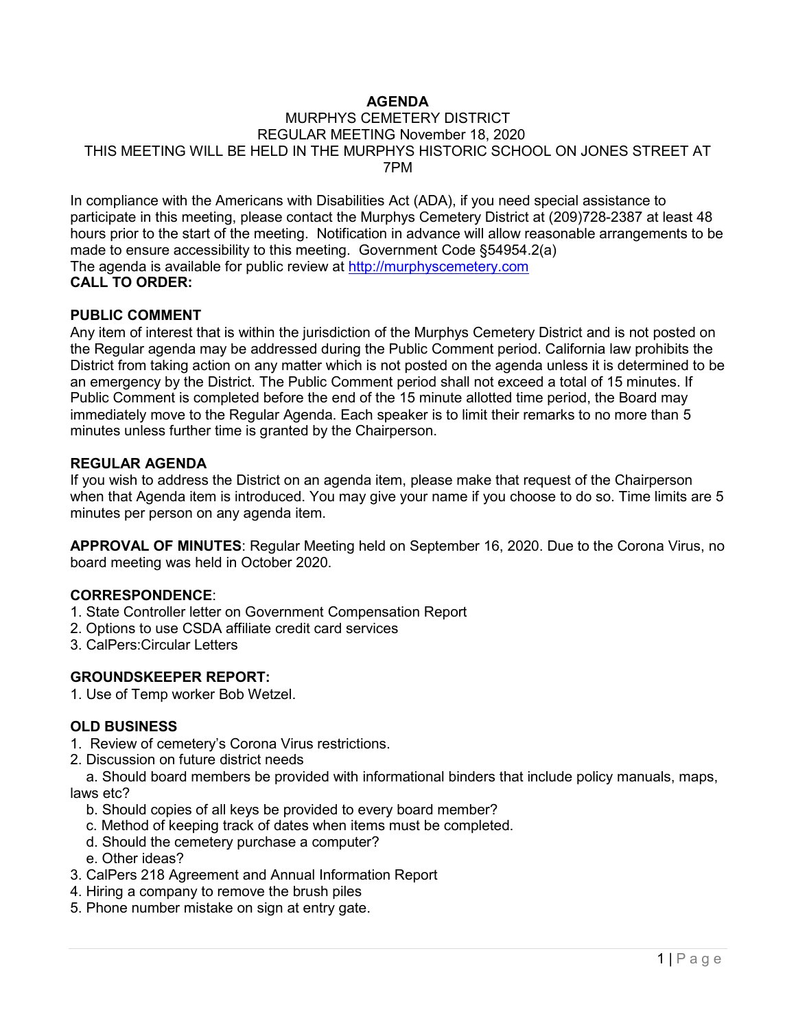# AGENDA

MURPHYS CEMETERY DISTRICT
REGULAR MEETING November 18, 2020
THIS MEETING WILL BE HELD IN THE MURPHYS HISTORIC SCHOOL ON JONES STREET AT 7PM

In compliance with the Americans with Disabilities Act (ADA), if you need special assistance to participate in this meeting, please contact the Murphys Cemetery District at (209)728-2387 at least 48 hours prior to the start of the meeting. Notification in advance will allow reasonable arrangements to be made to ensure accessibility to this meeting. Government Code §54954.2(a)
The agenda is available for public review at http://murphyscemetery.com

**CALL TO ORDER:**

**PUBLIC COMMENT**

Any item of interest that is within the jurisdiction of the Murphys Cemetery District and is not posted on the Regular agenda may be addressed during the Public Comment period. California law prohibits the District from taking action on any matter which is not posted on the agenda unless it is determined to be an emergency by the District. The Public Comment period shall not exceed a total of 15 minutes. If Public Comment is completed before the end of the 15 minute allotted time period, the Board may immediately move to the Regular Agenda. Each speaker is to limit their remarks to no more than 5 minutes unless further time is granted by the Chairperson.

**REGULAR AGENDA**

If you wish to address the District on an agenda item, please make that request of the Chairperson when that Agenda item is introduced. You may give your name if you choose to do so. Time limits are 5 minutes per person on any agenda item.

**APPROVAL OF MINUTES**: Regular Meeting held on September 16, 2020. Due to the Corona Virus, no board meeting was held in October 2020.

**CORRESPONDENCE**:

1. State Controller letter on Government Compensation Report
2. Options to use CSDA affiliate credit card services
3. CalPers:Circular Letters

**GROUNDSKEEPER REPORT:**

1. Use of Temp worker Bob Wetzel.

**OLD BUSINESS**

1. Review of cemetery's Corona Virus restrictions.
2. Discussion on future district needs
   a. Should board members be provided with informational binders that include policy manuals, maps, laws etc?
   b. Should copies of all keys be provided to every board member?
   c. Method of keeping track of dates when items must be completed.
   d. Should the cemetery purchase a computer?
   e. Other ideas?
3. CalPers 218 Agreement and Annual Information Report
4. Hiring a company to remove the brush piles
5. Phone number mistake on sign at entry gate.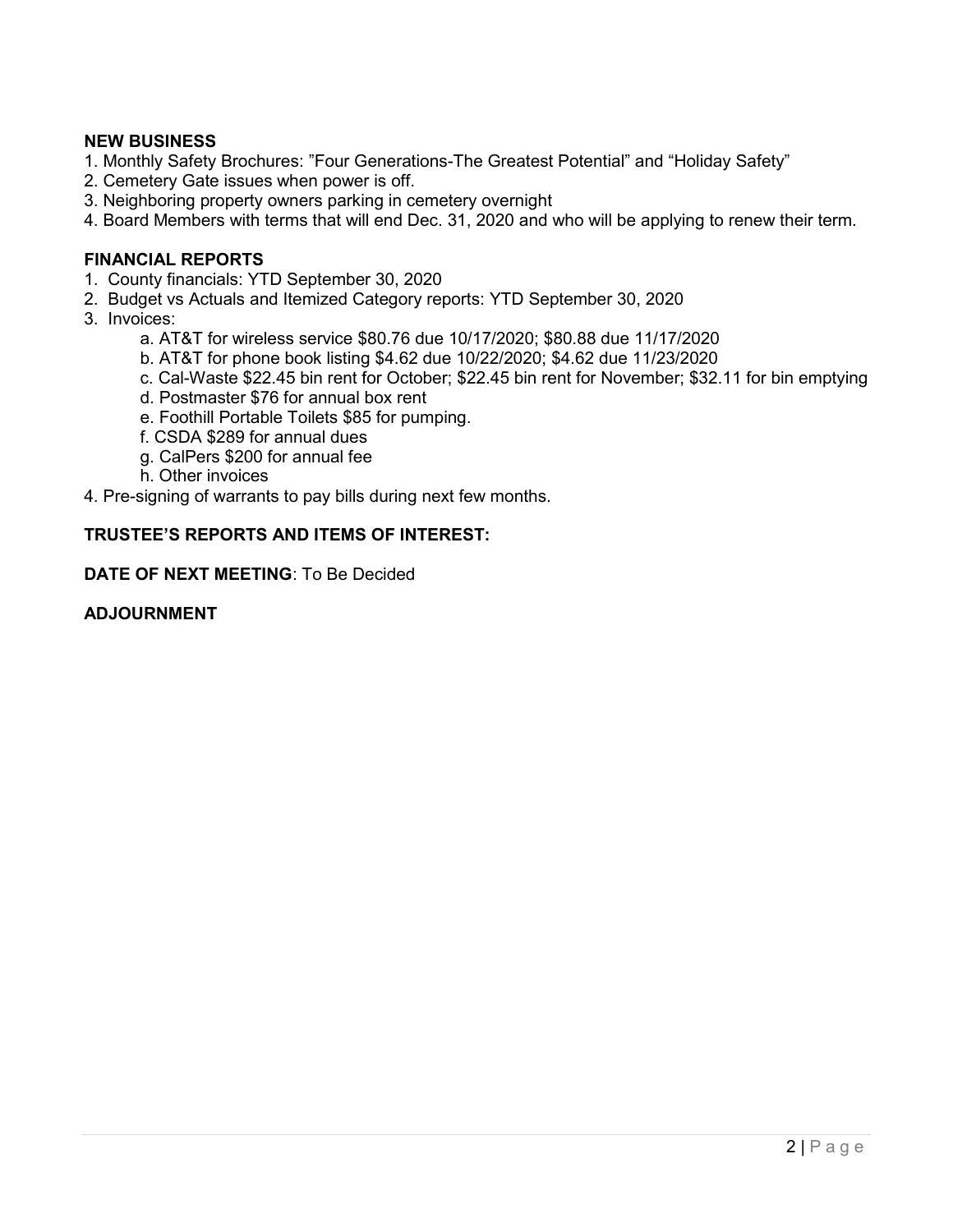**NEW BUSINESS**

1. Monthly Safety Brochures: "Four Generations-The Greatest Potential" and "Holiday Safety"
2. Cemetery Gate issues when power is off.
3. Neighboring property owners parking in cemetery overnight
4. Board Members with terms that will end Dec. 31, 2020 and who will be applying to renew their term.

**FINANCIAL REPORTS**

1. County financials: YTD September 30, 2020
2. Budget vs Actuals and Itemized Category reports: YTD September 30, 2020
3. Invoices:
   - a. AT&T for wireless service $80.76 due 10/17/2020; $80.88 due 11/17/2020
   - b. AT&T for phone book listing $4.62 due 10/22/2020; $4.62 due 11/23/2020
   - c. Cal-Waste $22.45 bin rent for October; $22.45 bin rent for November; $32.11 for bin emptying
   - d. Postmaster $76 for annual box rent
   - e. Foothill Portable Toilets $85 for pumping.
   - f. CSDA $289 for annual dues
   - g. CalPers $200 for annual fee
   - h. Other invoices
4. Pre-signing of warrants to pay bills during next few months.

**TRUSTEE'S REPORTS AND ITEMS OF INTEREST:**

**DATE OF NEXT MEETING**: To Be Decided

**ADJOURNMENT**